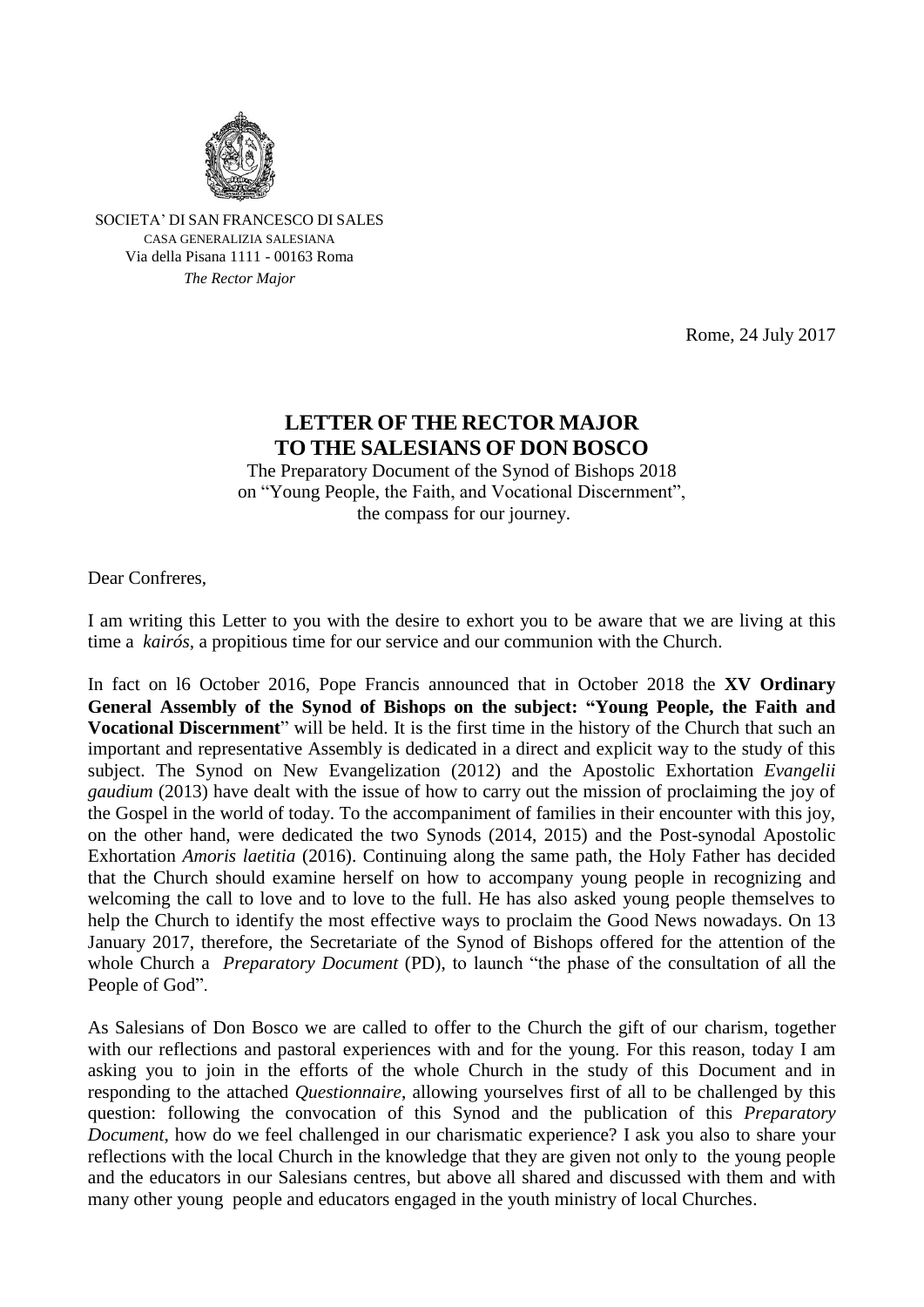SOCIETA' DI SAN FRANCESCO DI SALES
CASA GENERALIZIA SALESIANA
Via della Pisana 1111 - 00163 Roma
*The Rector Major*

Rome, 24 July 2017

# LETTER OF THE RECTOR MAJOR TO THE SALESIANS OF DON BOSCO

The Preparatory Document of the Synod of Bishops 2018
on "Young People, the Faith, and Vocational Discernment",
the compass for our journey.

Dear Confreres,

I am writing this Letter to you with the desire to exhort you to be aware that we are living at this time a *kairós*, a propitious time for our service and our communion with the Church.

In fact on l6 October 2016, Pope Francis announced that in October 2018 the **XV Ordinary General Assembly of the Synod of Bishops on the subject: "Young People, the Faith and Vocational Discernment**" will be held. It is the first time in the history of the Church that such an important and representative Assembly is dedicated in a direct and explicit way to the study of this subject. The Synod on New Evangelization (2012) and the Apostolic Exhortation *Evangelii gaudium* (2013) have dealt with the issue of how to carry out the mission of proclaiming the joy of the Gospel in the world of today. To the accompaniment of families in their encounter with this joy, on the other hand, were dedicated the two Synods (2014, 2015) and the Post-synodal Apostolic Exhortation *Amoris laetitia* (2016). Continuing along the same path, the Holy Father has decided that the Church should examine herself on how to accompany young people in recognizing and welcoming the call to love and to love to the full. He has also asked young people themselves to help the Church to identify the most effective ways to proclaim the Good News nowadays. On 13 January 2017, therefore, the Secretariate of the Synod of Bishops offered for the attention of the whole Church a *Preparatory Document* (PD), to launch "the phase of the consultation of all the People of God".

As Salesians of Don Bosco we are called to offer to the Church the gift of our charism, together with our reflections and pastoral experiences with and for the young. For this reason, today I am asking you to join in the efforts of the whole Church in the study of this Document and in responding to the attached *Questionnaire*, allowing yourselves first of all to be challenged by this question: following the convocation of this Synod and the publication of this *Preparatory Document*, how do we feel challenged in our charismatic experience? I ask you also to share your reflections with the local Church in the knowledge that they are given not only to the young people and the educators in our Salesians centres, but above all shared and discussed with them and with many other young people and educators engaged in the youth ministry of local Churches.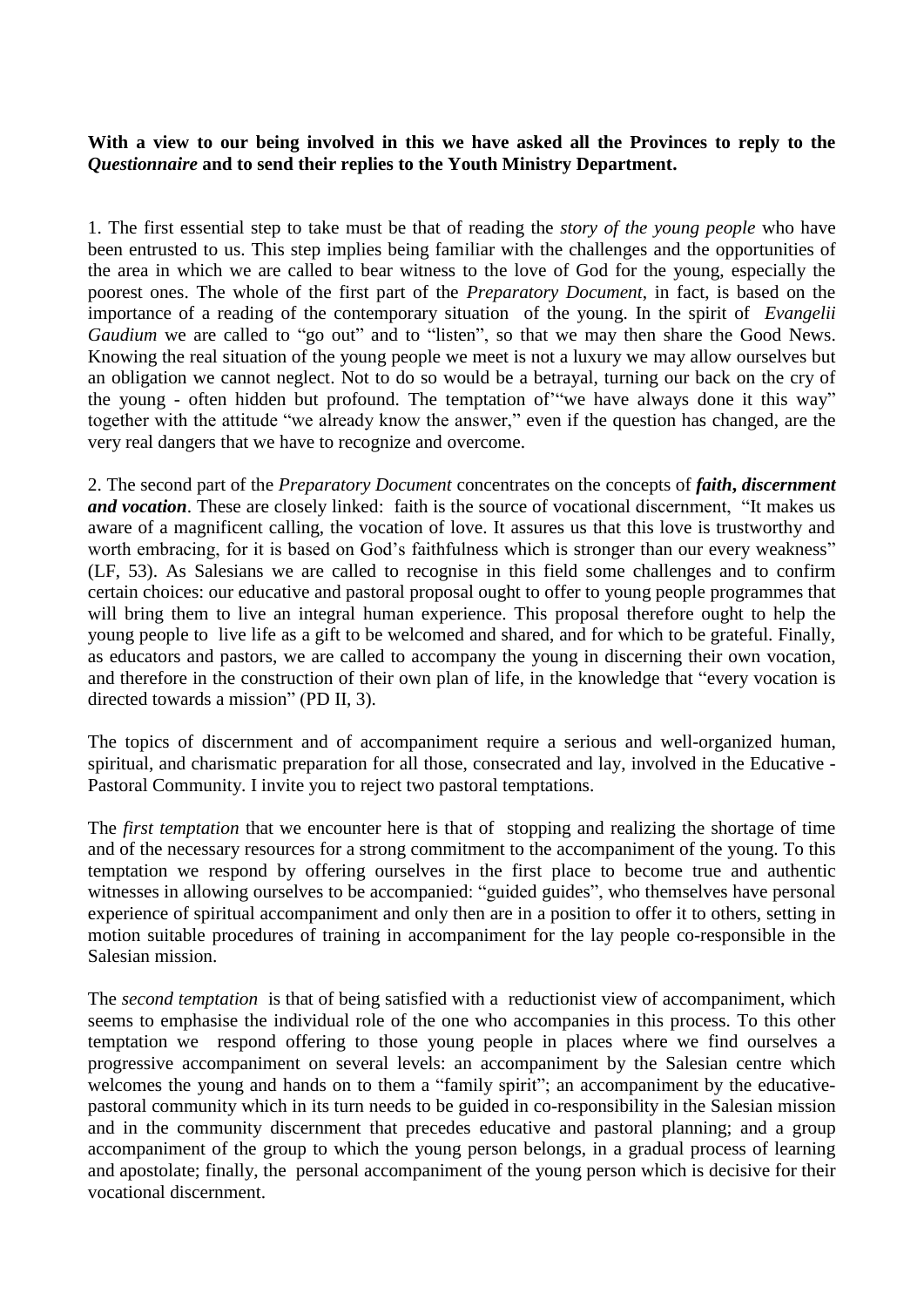**With a view to our being involved in this we have asked all the Provinces to reply to the *Questionnaire* and to send their replies to the Youth Ministry Department.**

1. The first essential step to take must be that of reading the *story of the young people* who have been entrusted to us. This step implies being familiar with the challenges and the opportunities of the area in which we are called to bear witness to the love of God for the young, especially the poorest ones. The whole of the first part of the *Preparatory Document*, in fact, is based on the importance of a reading of the contemporary situation of the young. In the spirit of *Evangelii Gaudium* we are called to "go out" and to "listen", so that we may then share the Good News. Knowing the real situation of the young people we meet is not a luxury we may allow ourselves but an obligation we cannot neglect. Not to do so would be a betrayal, turning our back on the cry of the young - often hidden but profound. The temptation of'"we have always done it this way" together with the attitude "we already know the answer," even if the question has changed, are the very real dangers that we have to recognize and overcome.

2. The second part of the *Preparatory Document* concentrates on the concepts of ***faith, discernment and vocation***. These are closely linked: faith is the source of vocational discernment, "It makes us aware of a magnificent calling, the vocation of love. It assures us that this love is trustworthy and worth embracing, for it is based on God's faithfulness which is stronger than our every weakness" (LF, 53). As Salesians we are called to recognise in this field some challenges and to confirm certain choices: our educative and pastoral proposal ought to offer to young people programmes that will bring them to live an integral human experience. This proposal therefore ought to help the young people to live life as a gift to be welcomed and shared, and for which to be grateful. Finally, as educators and pastors, we are called to accompany the young in discerning their own vocation, and therefore in the construction of their own plan of life, in the knowledge that "every vocation is directed towards a mission" (PD II, 3).

The topics of discernment and of accompaniment require a serious and well-organized human, spiritual, and charismatic preparation for all those, consecrated and lay, involved in the Educative - Pastoral Community. I invite you to reject two pastoral temptations.

The *first temptation* that we encounter here is that of stopping and realizing the shortage of time and of the necessary resources for a strong commitment to the accompaniment of the young. To this temptation we respond by offering ourselves in the first place to become true and authentic witnesses in allowing ourselves to be accompanied: "guided guides", who themselves have personal experience of spiritual accompaniment and only then are in a position to offer it to others, setting in motion suitable procedures of training in accompaniment for the lay people co-responsible in the Salesian mission.

The *second temptation* is that of being satisfied with a reductionist view of accompaniment, which seems to emphasise the individual role of the one who accompanies in this process. To this other temptation we respond offering to those young people in places where we find ourselves a progressive accompaniment on several levels: an accompaniment by the Salesian centre which welcomes the young and hands on to them a "family spirit"; an accompaniment by the educative-pastoral community which in its turn needs to be guided in co-responsibility in the Salesian mission and in the community discernment that precedes educative and pastoral planning; and a group accompaniment of the group to which the young person belongs, in a gradual process of learning and apostolate; finally, the personal accompaniment of the young person which is decisive for their vocational discernment.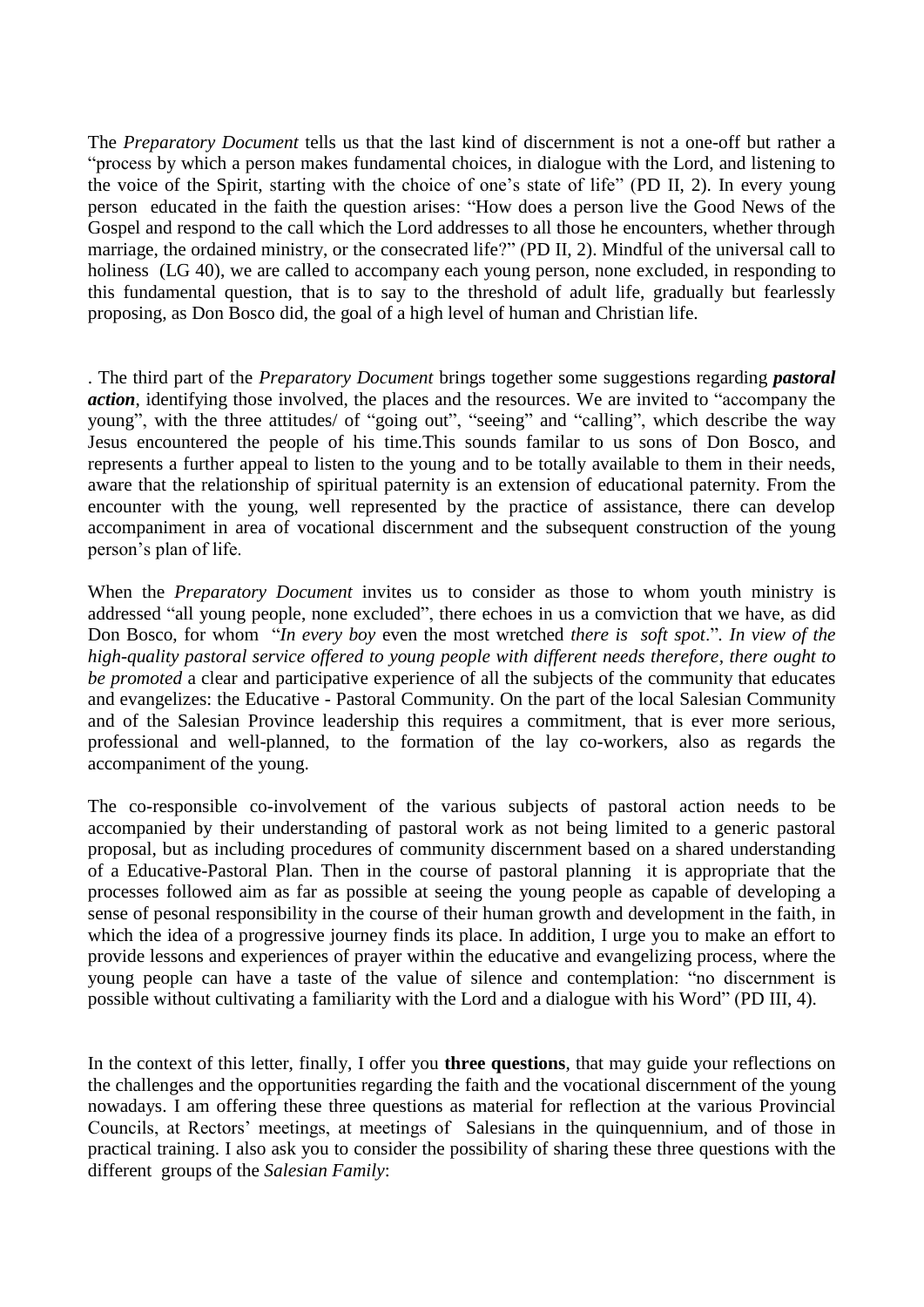The *Preparatory Document* tells us that the last kind of discernment is not a one-off but rather a "process by which a person makes fundamental choices, in dialogue with the Lord, and listening to the voice of the Spirit, starting with the choice of one's state of life" (PD II, 2). In every young person educated in the faith the question arises: "How does a person live the Good News of the Gospel and respond to the call which the Lord addresses to all those he encounters, whether through marriage, the ordained ministry, or the consecrated life?" (PD II, 2). Mindful of the universal call to holiness (LG 40), we are called to accompany each young person, none excluded, in responding to this fundamental question, that is to say to the threshold of adult life, gradually but fearlessly proposing, as Don Bosco did, the goal of a high level of human and Christian life.

. The third part of the *Preparatory Document* brings together some suggestions regarding ***pastoral action***, identifying those involved, the places and the resources. We are invited to "accompany the young", with the three attitudes/ of "going out", "seeing" and "calling", which describe the way Jesus encountered the people of his time.This sounds familar to us sons of Don Bosco, and represents a further appeal to listen to the young and to be totally available to them in their needs, aware that the relationship of spiritual paternity is an extension of educational paternity. From the encounter with the young, well represented by the practice of assistance, there can develop accompaniment in area of vocational discernment and the subsequent construction of the young person's plan of life.

When the *Preparatory Document* invites us to consider as those to whom youth ministry is addressed "all young people, none excluded", there echoes in us a comviction that we have, as did Don Bosco, for whom "*In every boy* even the most wretched *there is soft spot*.". *In view of the high-quality pastoral service offered to young people with different needs therefore, there ought to be promoted* a clear and participative experience of all the subjects of the community that educates and evangelizes: the Educative - Pastoral Community. On the part of the local Salesian Community and of the Salesian Province leadership this requires a commitment, that is ever more serious, professional and well-planned, to the formation of the lay co-workers, also as regards the accompaniment of the young.

The co-responsible co-involvement of the various subjects of pastoral action needs to be accompanied by their understanding of pastoral work as not being limited to a generic pastoral proposal, but as including procedures of community discernment based on a shared understanding of a Educative-Pastoral Plan. Then in the course of pastoral planning it is appropriate that the processes followed aim as far as possible at seeing the young people as capable of developing a sense of pesonal responsibility in the course of their human growth and development in the faith, in which the idea of a progressive journey finds its place. In addition, I urge you to make an effort to provide lessons and experiences of prayer within the educative and evangelizing process, where the young people can have a taste of the value of silence and contemplation: "no discernment is possible without cultivating a familiarity with the Lord and a dialogue with his Word" (PD III, 4).

In the context of this letter, finally, I offer you **three questions**, that may guide your reflections on the challenges and the opportunities regarding the faith and the vocational discernment of the young nowadays. I am offering these three questions as material for reflection at the various Provincial Councils, at Rectors' meetings, at meetings of Salesians in the quinquennium, and of those in practical training. I also ask you to consider the possibility of sharing these three questions with the different groups of the *Salesian Family*: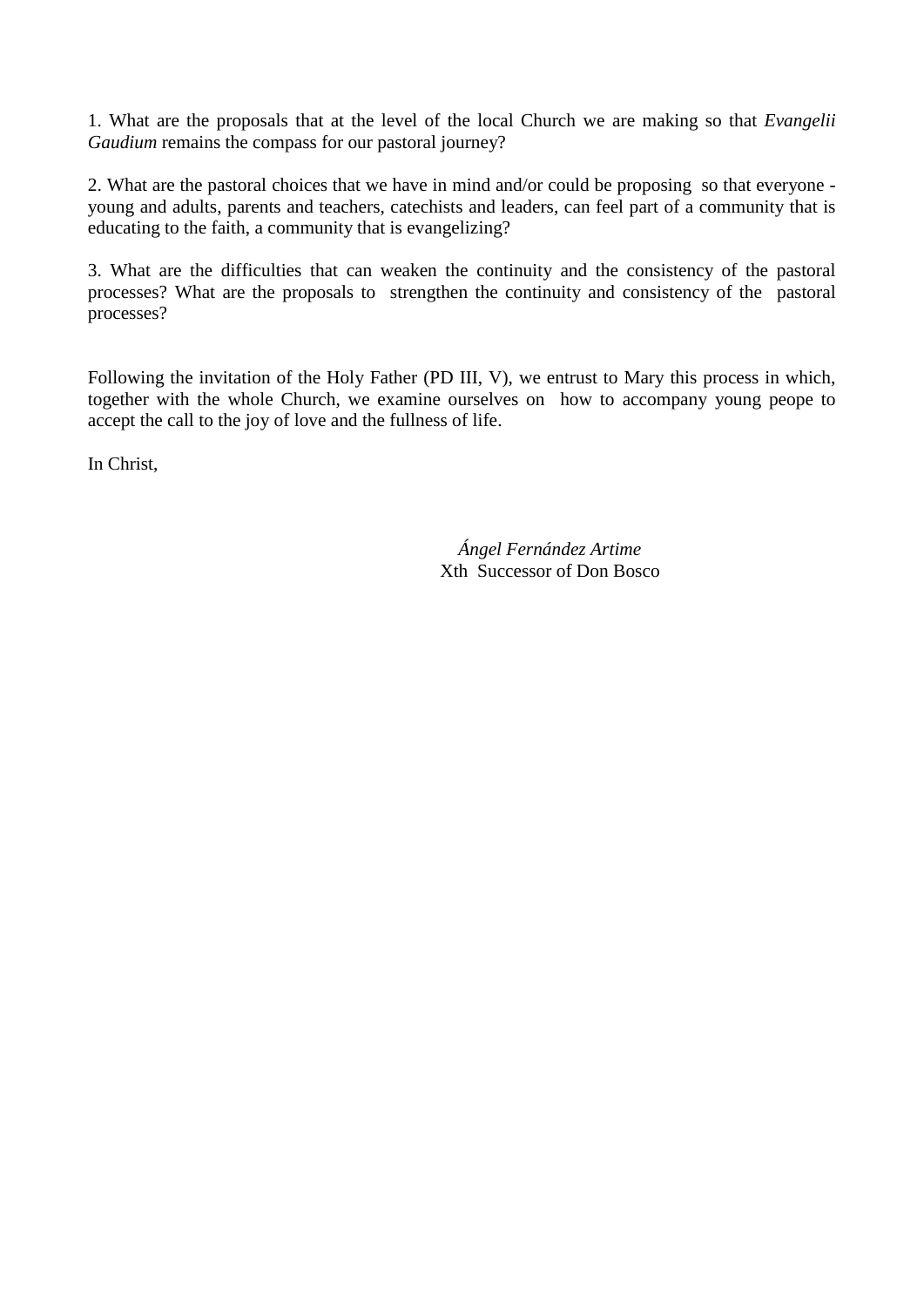1. What are the proposals that at the level of the local Church we are making so that *Evangelii Gaudium* remains the compass for our pastoral journey?

2. What are the pastoral choices that we have in mind and/or could be proposing so that everyone - young and adults, parents and teachers, catechists and leaders, can feel part of a community that is educating to the faith, a community that is evangelizing?

3. What are the difficulties that can weaken the continuity and the consistency of the pastoral processes? What are the proposals to strengthen the continuity and consistency of the pastoral processes?

Following the invitation of the Holy Father (PD III, V), we entrust to Mary this process in which, together with the whole Church, we examine ourselves on how to accompany young peope to accept the call to the joy of love and the fullness of life.

In Christ,

*Ángel Fernández Artime*
Xth Successor of Don Bosco